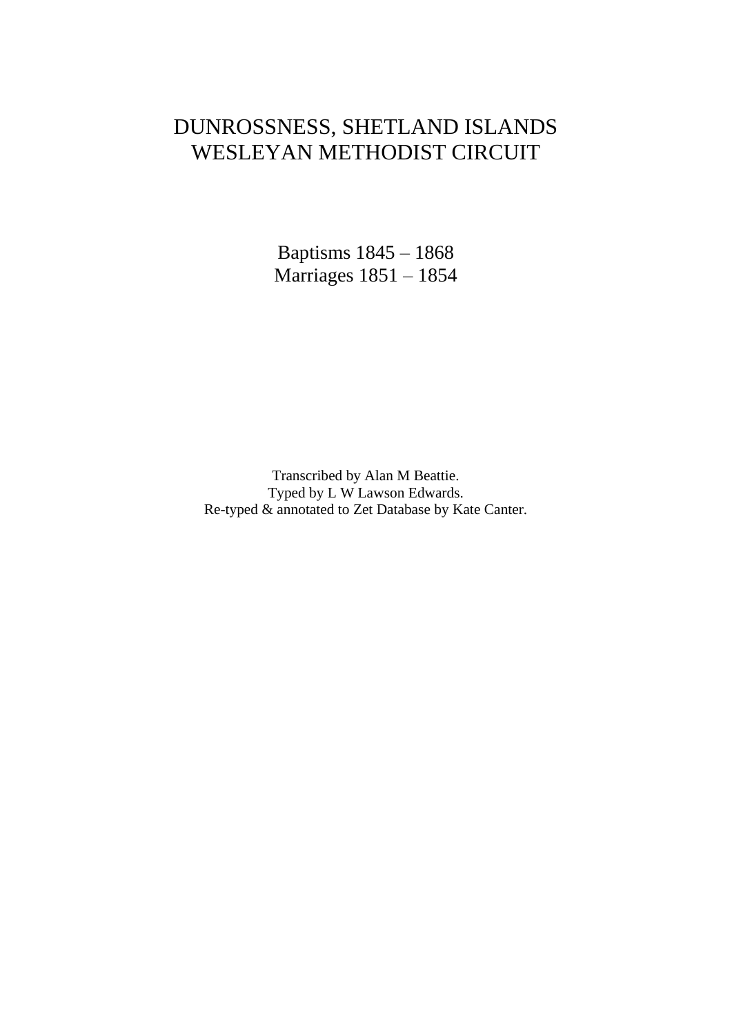# DUNROSSNESS, SHETLAND ISLANDS
# WESLEYAN METHODIST CIRCUIT

Baptisms 1845 – 1868
Marriages 1851 – 1854

Transcribed by Alan M Beattie.
Typed by L W Lawson Edwards.
Re-typed & annotated to Zet Database by Kate Canter.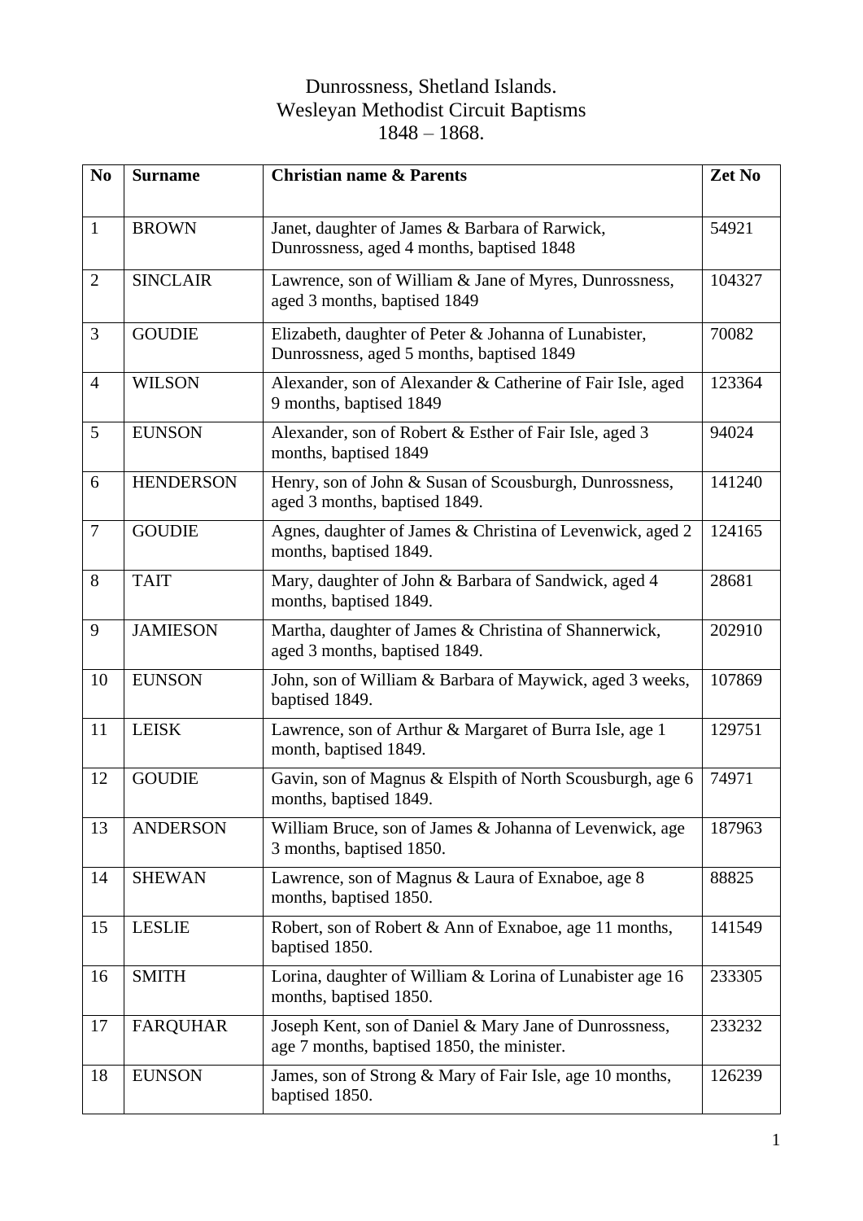Dunrossness, Shetland Islands.
Wesleyan Methodist Circuit Baptisms
1848 – 1868.

| No | Surname | Christian name & Parents | Zet No |
|---|---|---|---|
| 1 | BROWN | Janet, daughter of James & Barbara of Rarwick, Dunrossness, aged 4 months, baptised 1848 | 54921 |
| 2 | SINCLAIR | Lawrence, son of William & Jane of Myres, Dunrossness, aged 3 months, baptised 1849 | 104327 |
| 3 | GOUDIE | Elizabeth, daughter of Peter & Johanna of Lunabister, Dunrossness, aged 5 months, baptised 1849 | 70082 |
| 4 | WILSON | Alexander, son of Alexander & Catherine of Fair Isle, aged 9 months, baptised 1849 | 123364 |
| 5 | EUNSON | Alexander, son of Robert & Esther of Fair Isle, aged 3 months, baptised 1849 | 94024 |
| 6 | HENDERSON | Henry, son of John & Susan of Scousburgh, Dunrossness, aged 3 months, baptised 1849. | 141240 |
| 7 | GOUDIE | Agnes, daughter of James & Christina of Levenwick, aged 2 months, baptised 1849. | 124165 |
| 8 | TAIT | Mary, daughter of John & Barbara of Sandwick, aged 4 months, baptised 1849. | 28681 |
| 9 | JAMIESON | Martha, daughter of James & Christina of Shannerwick, aged 3 months, baptised 1849. | 202910 |
| 10 | EUNSON | John, son of William & Barbara of Maywick, aged 3 weeks, baptised 1849. | 107869 |
| 11 | LEISK | Lawrence, son of Arthur & Margaret of Burra Isle, age 1 month, baptised 1849. | 129751 |
| 12 | GOUDIE | Gavin, son of Magnus & Elspith of North Scousburgh, age 6 months, baptised 1849. | 74971 |
| 13 | ANDERSON | William Bruce, son of James & Johanna of Levenwick, age 3 months, baptised 1850. | 187963 |
| 14 | SHEWAN | Lawrence, son of Magnus & Laura of Exnaboe, age 8 months, baptised 1850. | 88825 |
| 15 | LESLIE | Robert, son of Robert & Ann of Exnaboe, age 11 months, baptised 1850. | 141549 |
| 16 | SMITH | Lorina, daughter of William & Lorina of Lunabister age 16 months, baptised 1850. | 233305 |
| 17 | FARQUHAR | Joseph Kent, son of Daniel & Mary Jane of Dunrossness, age 7 months, baptised 1850, the minister. | 233232 |
| 18 | EUNSON | James, son of Strong & Mary of Fair Isle, age 10 months, baptised 1850. | 126239 |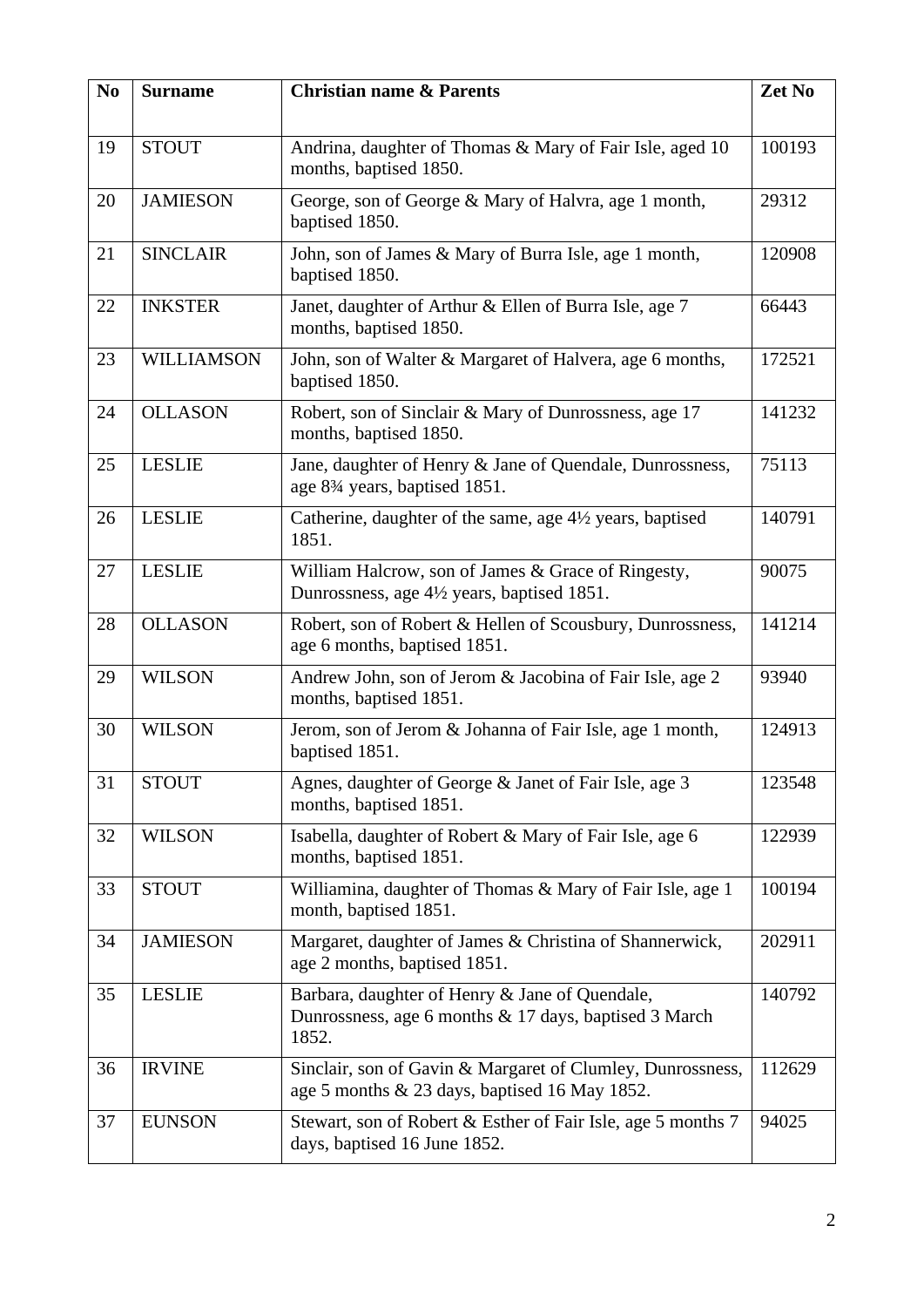| No | Surname | Christian name & Parents | Zet No |
|---|---|---|---|
| 19 | STOUT | Andrina, daughter of Thomas & Mary of Fair Isle, aged 10 months, baptised 1850. | 100193 |
| 20 | JAMIESON | George, son of George & Mary of Halvra, age 1 month, baptised 1850. | 29312 |
| 21 | SINCLAIR | John, son of James & Mary of Burra Isle, age 1 month, baptised 1850. | 120908 |
| 22 | INKSTER | Janet, daughter of Arthur & Ellen of Burra Isle, age 7 months, baptised 1850. | 66443 |
| 23 | WILLIAMSON | John, son of Walter & Margaret of Halvera, age 6 months, baptised 1850. | 172521 |
| 24 | OLLASON | Robert, son of Sinclair & Mary of Dunrossness, age 17 months, baptised 1850. | 141232 |
| 25 | LESLIE | Jane, daughter of Henry & Jane of Quendale, Dunrossness, age 8¾ years, baptised 1851. | 75113 |
| 26 | LESLIE | Catherine, daughter of the same, age 4½ years, baptised 1851. | 140791 |
| 27 | LESLIE | William Halcrow, son of James & Grace of Ringesty, Dunrossness, age 4½ years, baptised 1851. | 90075 |
| 28 | OLLASON | Robert, son of Robert & Hellen of Scousbury, Dunrossness, age 6 months, baptised 1851. | 141214 |
| 29 | WILSON | Andrew John, son of Jerom & Jacobina of Fair Isle, age 2 months, baptised 1851. | 93940 |
| 30 | WILSON | Jerom, son of Jerom & Johanna of Fair Isle, age 1 month, baptised 1851. | 124913 |
| 31 | STOUT | Agnes, daughter of George & Janet of Fair Isle, age 3 months, baptised 1851. | 123548 |
| 32 | WILSON | Isabella, daughter of Robert & Mary of Fair Isle, age 6 months, baptised 1851. | 122939 |
| 33 | STOUT | Williamina, daughter of Thomas & Mary of Fair Isle, age 1 month, baptised 1851. | 100194 |
| 34 | JAMIESON | Margaret, daughter of James & Christina of Shannerwick, age 2 months, baptised 1851. | 202911 |
| 35 | LESLIE | Barbara, daughter of Henry & Jane of Quendale, Dunrossness, age 6 months & 17 days, baptised 3 March 1852. | 140792 |
| 36 | IRVINE | Sinclair, son of Gavin & Margaret of Clumley, Dunrossness, age 5 months & 23 days, baptised 16 May 1852. | 112629 |
| 37 | EUNSON | Stewart, son of Robert & Esther of Fair Isle, age 5 months 7 days, baptised 16 June 1852. | 94025 |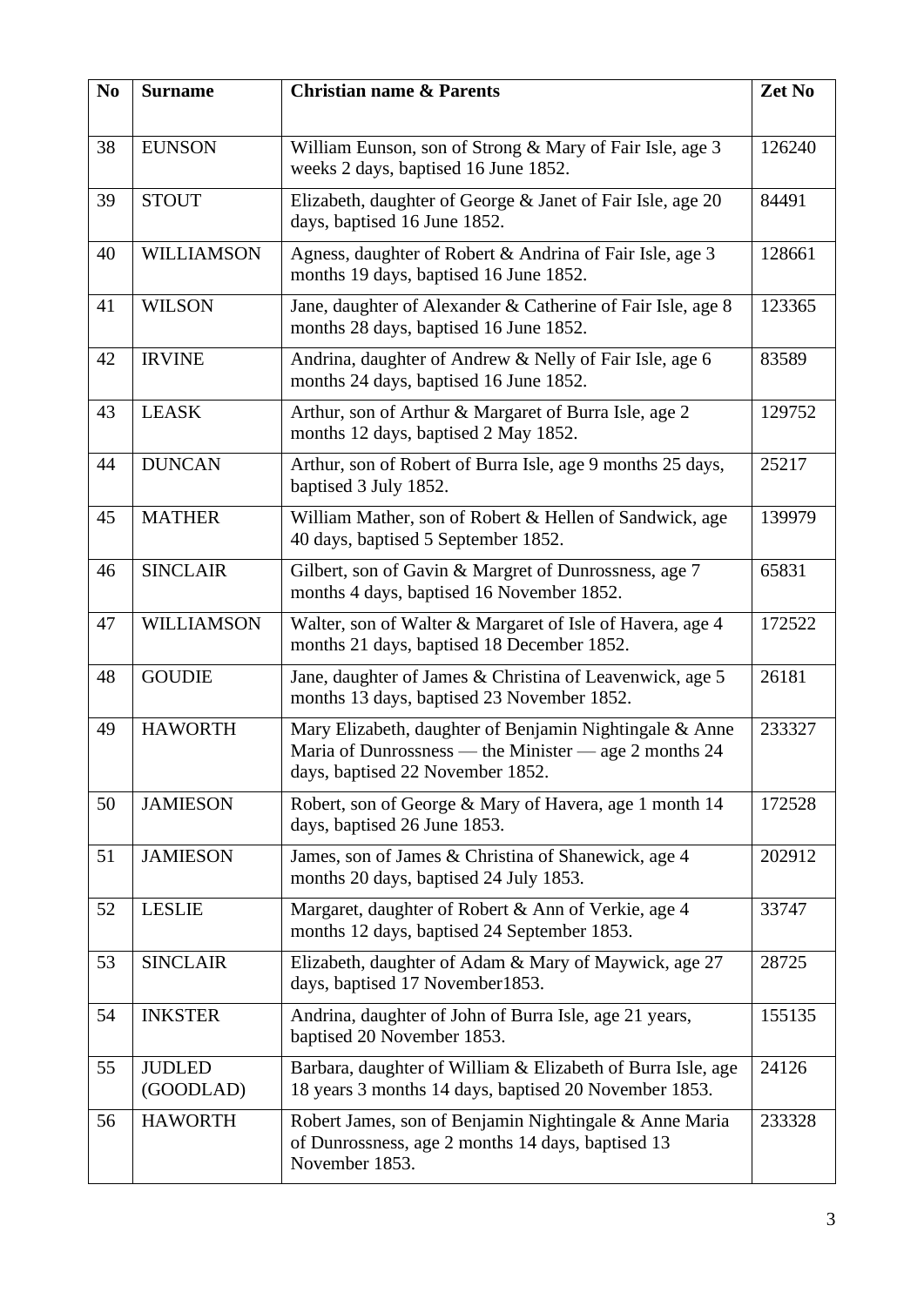| No | Surname | Christian name & Parents | Zet No |
|---|---|---|---|
| 38 | EUNSON | William Eunson, son of Strong & Mary of Fair Isle, age 3 weeks 2 days, baptised 16 June 1852. | 126240 |
| 39 | STOUT | Elizabeth, daughter of George & Janet of Fair Isle, age 20 days, baptised 16 June 1852. | 84491 |
| 40 | WILLIAMSON | Agness, daughter of Robert & Andrina of Fair Isle, age 3 months 19 days, baptised 16 June 1852. | 128661 |
| 41 | WILSON | Jane, daughter of Alexander & Catherine of Fair Isle, age 8 months 28 days, baptised 16 June 1852. | 123365 |
| 42 | IRVINE | Andrina, daughter of Andrew & Nelly of Fair Isle, age 6 months 24 days, baptised 16 June 1852. | 83589 |
| 43 | LEASK | Arthur, son of Arthur & Margaret of Burra Isle, age 2 months 12 days, baptised 2 May 1852. | 129752 |
| 44 | DUNCAN | Arthur, son of Robert of Burra Isle, age 9 months 25 days, baptised 3 July 1852. | 25217 |
| 45 | MATHER | William Mather, son of Robert & Hellen of Sandwick, age 40 days, baptised 5 September 1852. | 139979 |
| 46 | SINCLAIR | Gilbert, son of Gavin & Margret of Dunrossness, age 7 months 4 days, baptised 16 November 1852. | 65831 |
| 47 | WILLIAMSON | Walter, son of Walter & Margaret of Isle of Havera, age 4 months 21 days, baptised 18 December 1852. | 172522 |
| 48 | GOUDIE | Jane, daughter of James & Christina of Leavenwick, age 5 months 13 days, baptised 23 November 1852. | 26181 |
| 49 | HAWORTH | Mary Elizabeth, daughter of Benjamin Nightingale & Anne Maria of Dunrossness — the Minister — age 2 months 24 days, baptised 22 November 1852. | 233327 |
| 50 | JAMIESON | Robert, son of George & Mary of Havera, age 1 month 14 days, baptised 26 June 1853. | 172528 |
| 51 | JAMIESON | James, son of James & Christina of Shanewick, age 4 months 20 days, baptised 24 July 1853. | 202912 |
| 52 | LESLIE | Margaret, daughter of Robert & Ann of Verkie, age 4 months 12 days, baptised 24 September 1853. | 33747 |
| 53 | SINCLAIR | Elizabeth, daughter of Adam & Mary of Maywick, age 27 days, baptised 17 November1853. | 28725 |
| 54 | INKSTER | Andrina, daughter of John of Burra Isle, age 21 years, baptised 20 November 1853. | 155135 |
| 55 | JUDLED (GOODLAD) | Barbara, daughter of William & Elizabeth of Burra Isle, age 18 years 3 months 14 days, baptised 20 November 1853. | 24126 |
| 56 | HAWORTH | Robert James, son of Benjamin Nightingale & Anne Maria of Dunrossness, age 2 months 14 days, baptised 13 November 1853. | 233328 |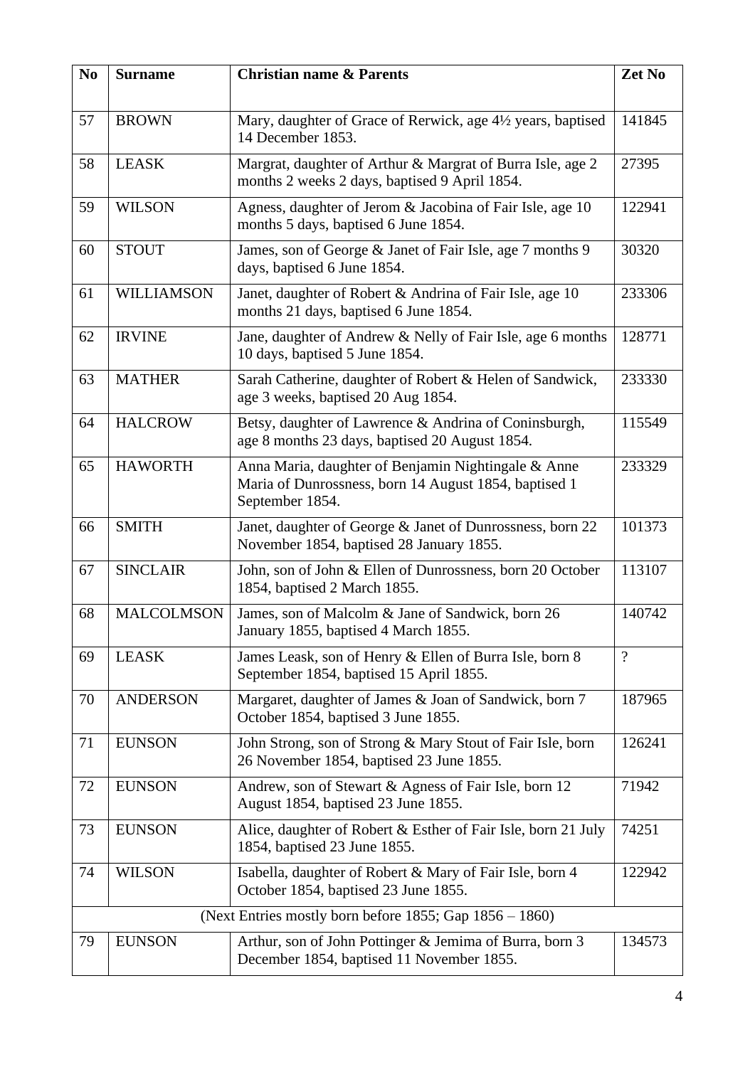| No | Surname | Christian name & Parents | Zet No |
|---|---|---|---|
| 57 | BROWN | Mary, daughter of Grace of Rerwick, age 4½ years, baptised 14 December 1853. | 141845 |
| 58 | LEASK | Margrat, daughter of Arthur & Margrat of Burra Isle, age 2 months 2 weeks 2 days, baptised 9 April 1854. | 27395 |
| 59 | WILSON | Agness, daughter of Jerom & Jacobina of Fair Isle, age 10 months 5 days, baptised 6 June 1854. | 122941 |
| 60 | STOUT | James, son of George & Janet of Fair Isle, age 7 months 9 days, baptised 6 June 1854. | 30320 |
| 61 | WILLIAMSON | Janet, daughter of Robert & Andrina of Fair Isle, age 10 months 21 days, baptised 6 June 1854. | 233306 |
| 62 | IRVINE | Jane, daughter of Andrew & Nelly of Fair Isle, age 6 months 10 days, baptised 5 June 1854. | 128771 |
| 63 | MATHER | Sarah Catherine, daughter of Robert & Helen of Sandwick, age 3 weeks, baptised 20 Aug 1854. | 233330 |
| 64 | HALCROW | Betsy, daughter of Lawrence & Andrina of Coninsburgh, age 8 months 23 days, baptised 20 August 1854. | 115549 |
| 65 | HAWORTH | Anna Maria, daughter of Benjamin Nightingale & Anne Maria of Dunrossness, born 14 August 1854, baptised 1 September 1854. | 233329 |
| 66 | SMITH | Janet, daughter of George & Janet of Dunrossness, born 22 November 1854, baptised 28 January 1855. | 101373 |
| 67 | SINCLAIR | John, son of John & Ellen of Dunrossness, born 20 October 1854, baptised 2 March 1855. | 113107 |
| 68 | MALCOLMSON | James, son of Malcolm & Jane of Sandwick, born 26 January 1855, baptised 4 March 1855. | 140742 |
| 69 | LEASK | James Leask, son of Henry & Ellen of Burra Isle, born 8 September 1854, baptised 15 April 1855. | ? |
| 70 | ANDERSON | Margaret, daughter of James & Joan of Sandwick, born 7 October 1854, baptised 3 June 1855. | 187965 |
| 71 | EUNSON | John Strong, son of Strong & Mary Stout of Fair Isle, born 26 November 1854, baptised 23 June 1855. | 126241 |
| 72 | EUNSON | Andrew, son of Stewart & Agness of Fair Isle, born 12 August 1854, baptised 23 June 1855. | 71942 |
| 73 | EUNSON | Alice, daughter of Robert & Esther of Fair Isle, born 21 July 1854, baptised 23 June 1855. | 74251 |
| 74 | WILSON | Isabella, daughter of Robert & Mary of Fair Isle, born 4 October 1854, baptised 23 June 1855. | 122942 |
| | | (Next Entries mostly born before 1855; Gap 1856 – 1860) | |
| 79 | EUNSON | Arthur, son of John Pottinger & Jemima of Burra, born 3 December 1854, baptised 11 November 1855. | 134573 |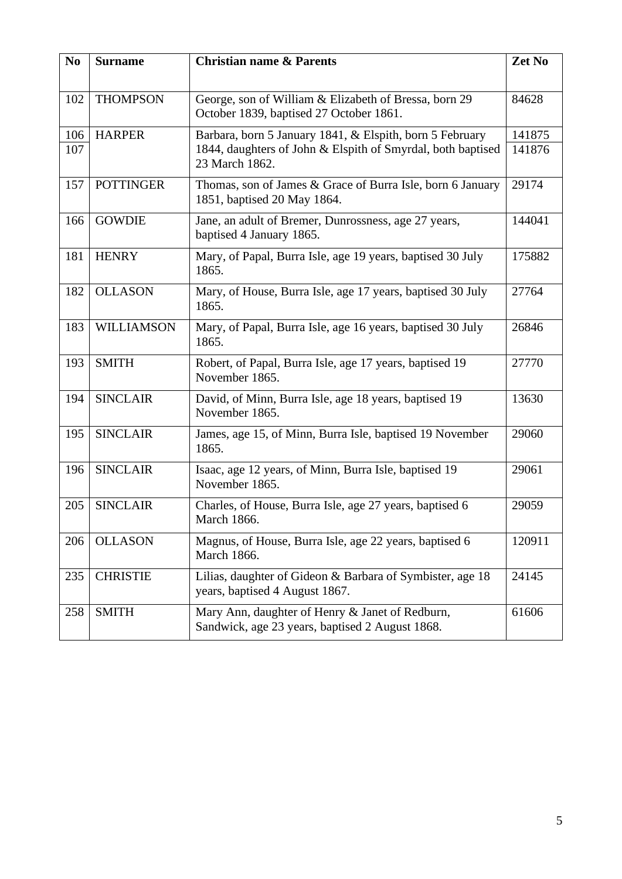| No | Surname | Christian name & Parents | Zet No |
|---|---|---|---|
| 102 | THOMPSON | George, son of William & Elizabeth of Bressa, born 29 October 1839, baptised 27 October 1861. | 84628 |
| 106<br>107 | HARPER | Barbara, born 5 January 1841, & Elspith, born 5 February 1844, daughters of John & Elspith of Smyrdal, both baptised 23 March 1862. | 141875<br>141876 |
| 157 | POTTINGER | Thomas, son of James & Grace of Burra Isle, born 6 January 1851, baptised 20 May 1864. | 29174 |
| 166 | GOWDIE | Jane, an adult of Bremer, Dunrossness, age 27 years, baptised 4 January 1865. | 144041 |
| 181 | HENRY | Mary, of Papal, Burra Isle, age 19 years, baptised 30 July 1865. | 175882 |
| 182 | OLLASON | Mary, of House, Burra Isle, age 17 years, baptised 30 July 1865. | 27764 |
| 183 | WILLIAMSON | Mary, of Papal, Burra Isle, age 16 years, baptised 30 July 1865. | 26846 |
| 193 | SMITH | Robert, of Papal, Burra Isle, age 17 years, baptised 19 November 1865. | 27770 |
| 194 | SINCLAIR | David, of Minn, Burra Isle, age 18 years, baptised 19 November 1865. | 13630 |
| 195 | SINCLAIR | James, age 15, of Minn, Burra Isle, baptised 19 November 1865. | 29060 |
| 196 | SINCLAIR | Isaac, age 12 years, of Minn, Burra Isle, baptised 19 November 1865. | 29061 |
| 205 | SINCLAIR | Charles, of House, Burra Isle, age 27 years, baptised 6 March 1866. | 29059 |
| 206 | OLLASON | Magnus, of House, Burra Isle, age 22 years, baptised 6 March 1866. | 120911 |
| 235 | CHRISTIE | Lilias, daughter of Gideon & Barbara of Symbister, age 18 years, baptised 4 August 1867. | 24145 |
| 258 | SMITH | Mary Ann, daughter of Henry & Janet of Redburn, Sandwick, age 23 years, baptised 2 August 1868. | 61606 |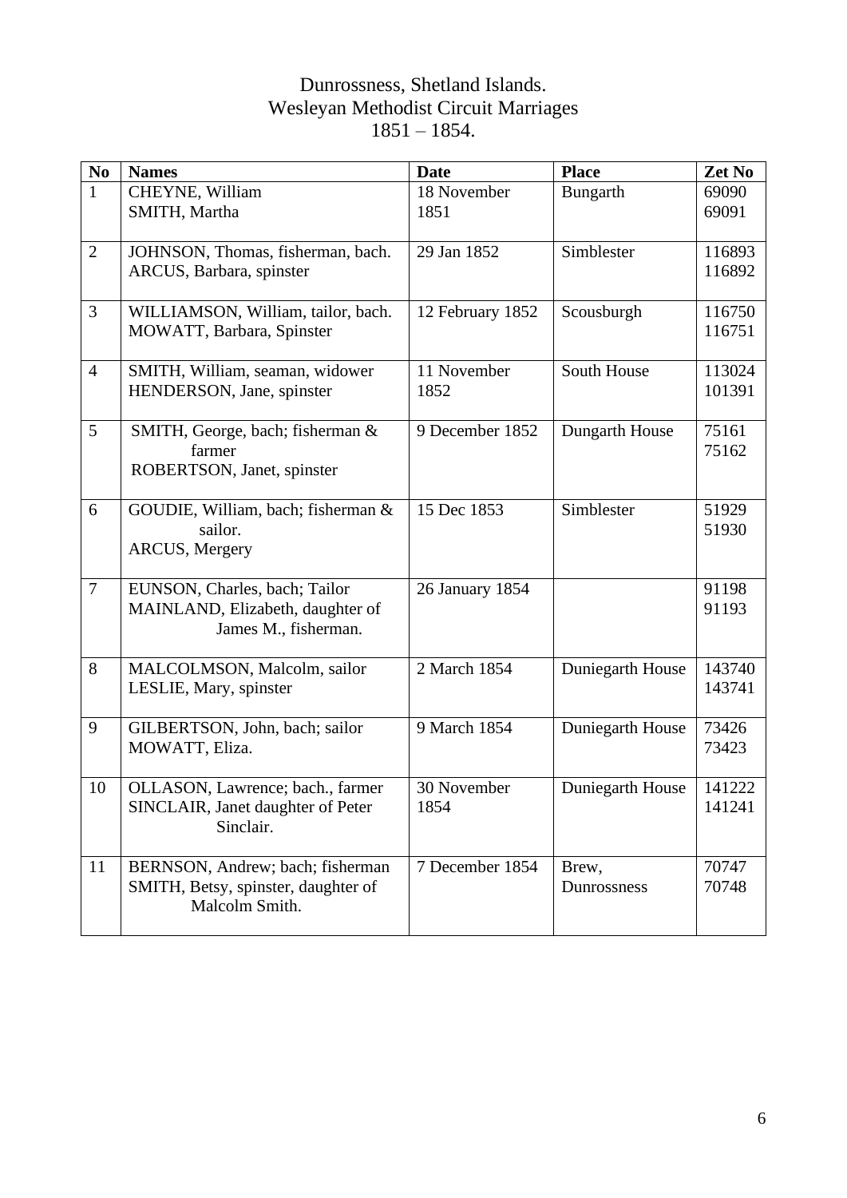# Dunrossness, Shetland Islands.
## Wesleyan Methodist Circuit Marriages
## 1851 – 1854.

| No | Names | Date | Place | Zet No |
|---|---|---|---|---|
| 1 | CHEYNE, William<br>SMITH, Martha | 18 November 1851 | Bungarth | 69090<br>69091 |
| 2 | JOHNSON, Thomas, fisherman, bach.<br>ARCUS, Barbara, spinster | 29 Jan 1852 | Simblester | 116893<br>116892 |
| 3 | WILLIAMSON, William, tailor, bach.<br>MOWATT, Barbara, Spinster | 12 February 1852 | Scousburgh | 116750<br>116751 |
| 4 | SMITH, William, seaman, widower<br>HENDERSON, Jane, spinster | 11 November 1852 | South House | 113024<br>101391 |
| 5 | SMITH, George, bach; fisherman & farmer<br>ROBERTSON, Janet, spinster | 9 December 1852 | Dungarth House | 75161<br>75162 |
| 6 | GOUDIE, William, bach; fisherman & sailor.<br>ARCUS, Mergery | 15 Dec 1853 | Simblester | 51929<br>51930 |
| 7 | EUNSON, Charles, bach; Tailor<br>MAINLAND, Elizabeth, daughter of James M., fisherman. | 26 January 1854 | | 91198<br>91193 |
| 8 | MALCOLMSON, Malcolm, sailor<br>LESLIE, Mary, spinster | 2 March 1854 | Duniegarth House | 143740<br>143741 |
| 9 | GILBERTSON, John, bach; sailor<br>MOWATT, Eliza. | 9 March 1854 | Duniegarth House | 73426<br>73423 |
| 10 | OLLASON, Lawrence; bach., farmer<br>SINCLAIR, Janet daughter of Peter Sinclair. | 30 November 1854 | Duniegarth House | 141222<br>141241 |
| 11 | BERNSON, Andrew; bach; fisherman<br>SMITH, Betsy, spinster, daughter of Malcolm Smith. | 7 December 1854 | Brew, Dunrossness | 70747<br>70748 |